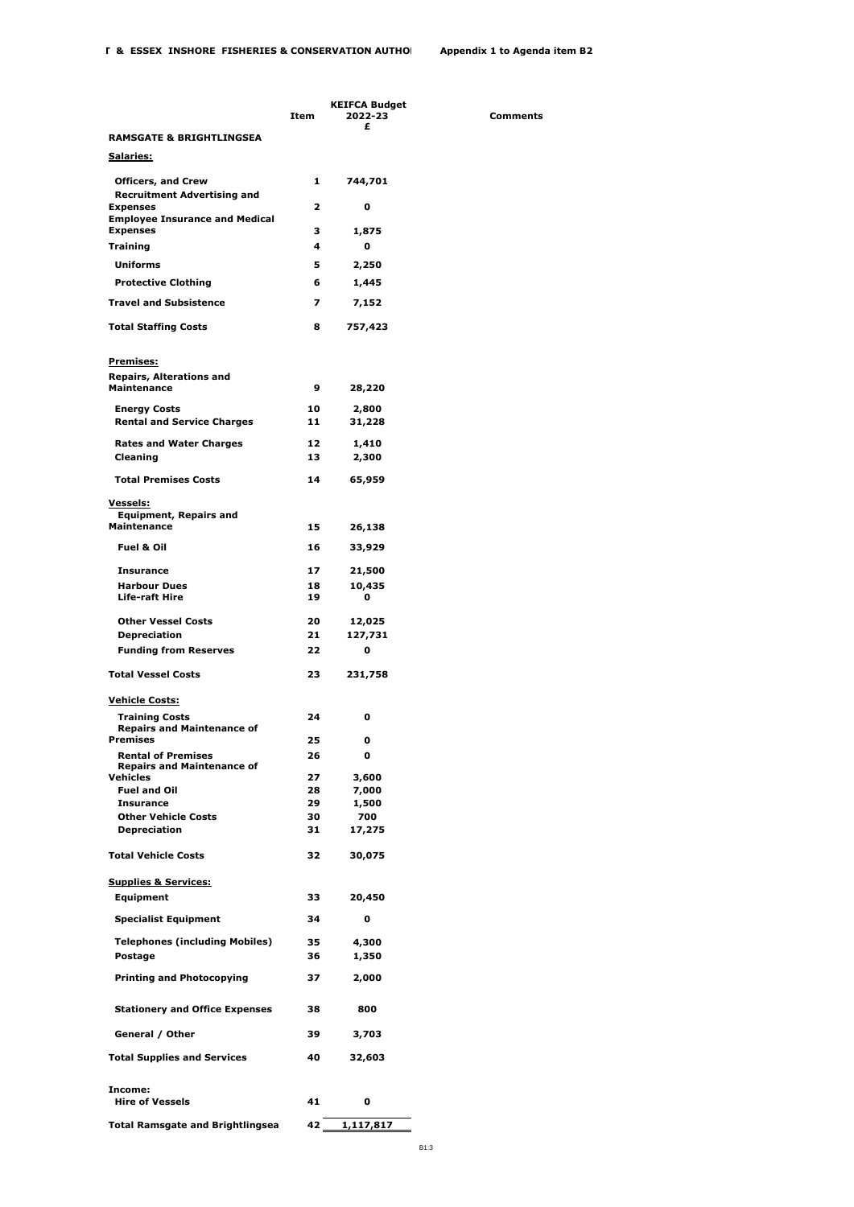**T & ESSEX INSHORE FISHERIES & CONSERVATION AUTHO** **Appendix 1 to Agenda item B2**

| | Item | KEIFCA Budget 2022-23 £ | Comments |
|---|---|---|---|
| **RAMSGATE & BRIGHTLINGSEA** | | | |
| **Salaries:** | | | |
| Officers, and Crew | 1 | 744,701 | |
| Recruitment Advertising and Expenses | 2 | 0 | |
| Employee Insurance and Medical Expenses | 3 | 1,875 | |
| Training | 4 | 0 | |
| Uniforms | 5 | 2,250 | |
| Protective Clothing | 6 | 1,445 | |
| Travel and Subsistence | 7 | 7,152 | |
| **Total Staffing Costs** | 8 | 757,423 | |
| **Premises:** | | | |
| Repairs, Alterations and Maintenance | 9 | 28,220 | |
| Energy Costs | 10 | 2,800 | |
| Rental and Service Charges | 11 | 31,228 | |
| Rates and Water Charges | 12 | 1,410 | |
| Cleaning | 13 | 2,300 | |
| **Total Premises Costs** | 14 | 65,959 | |
| **Vessels:** | | | |
| Equipment, Repairs and Maintenance | 15 | 26,138 | |
| Fuel & Oil | 16 | 33,929 | |
| Insurance | 17 | 21,500 | |
| Harbour Dues | 18 | 10,435 | |
| Life-raft Hire | 19 | 0 | |
| Other Vessel Costs | 20 | 12,025 | |
| Depreciation | 21 | 127,731 | |
| Funding from Reserves | 22 | 0 | |
| **Total Vessel Costs** | 23 | 231,758 | |
| **Vehicle Costs:** | | | |
| Training Costs | 24 | 0 | |
| Repairs and Maintenance of Premises | 25 | 0 | |
| Rental of Premises | 26 | 0 | |
| Repairs and Maintenance of Vehicles | 27 | 3,600 | |
| Fuel and Oil | 28 | 7,000 | |
| Insurance | 29 | 1,500 | |
| Other Vehicle Costs | 30 | 700 | |
| Depreciation | 31 | 17,275 | |
| **Total Vehicle Costs** | 32 | 30,075 | |
| **Supplies & Services:** | | | |
| Equipment | 33 | 20,450 | |
| Specialist Equipment | 34 | 0 | |
| Telephones (including Mobiles) | 35 | 4,300 | |
| Postage | 36 | 1,350 | |
| Printing and Photocopying | 37 | 2,000 | |
| Stationery and Office Expenses | 38 | 800 | |
| General / Other | 39 | 3,703 | |
| **Total Supplies and Services** | 40 | 32,603 | |
| **Income:** | | | |
| Hire of Vessels | 41 | 0 | |
| **Total Ramsgate and Brightlingsea** | 42 | 1,117,817 | |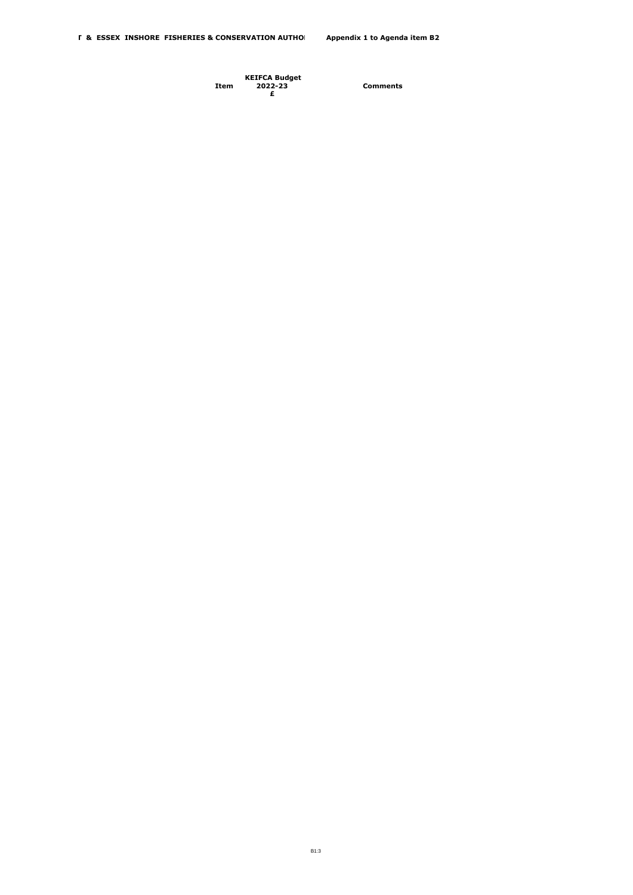| Item | KEIFCA Budget 2022-23 £ | Comments |
|---|---|---|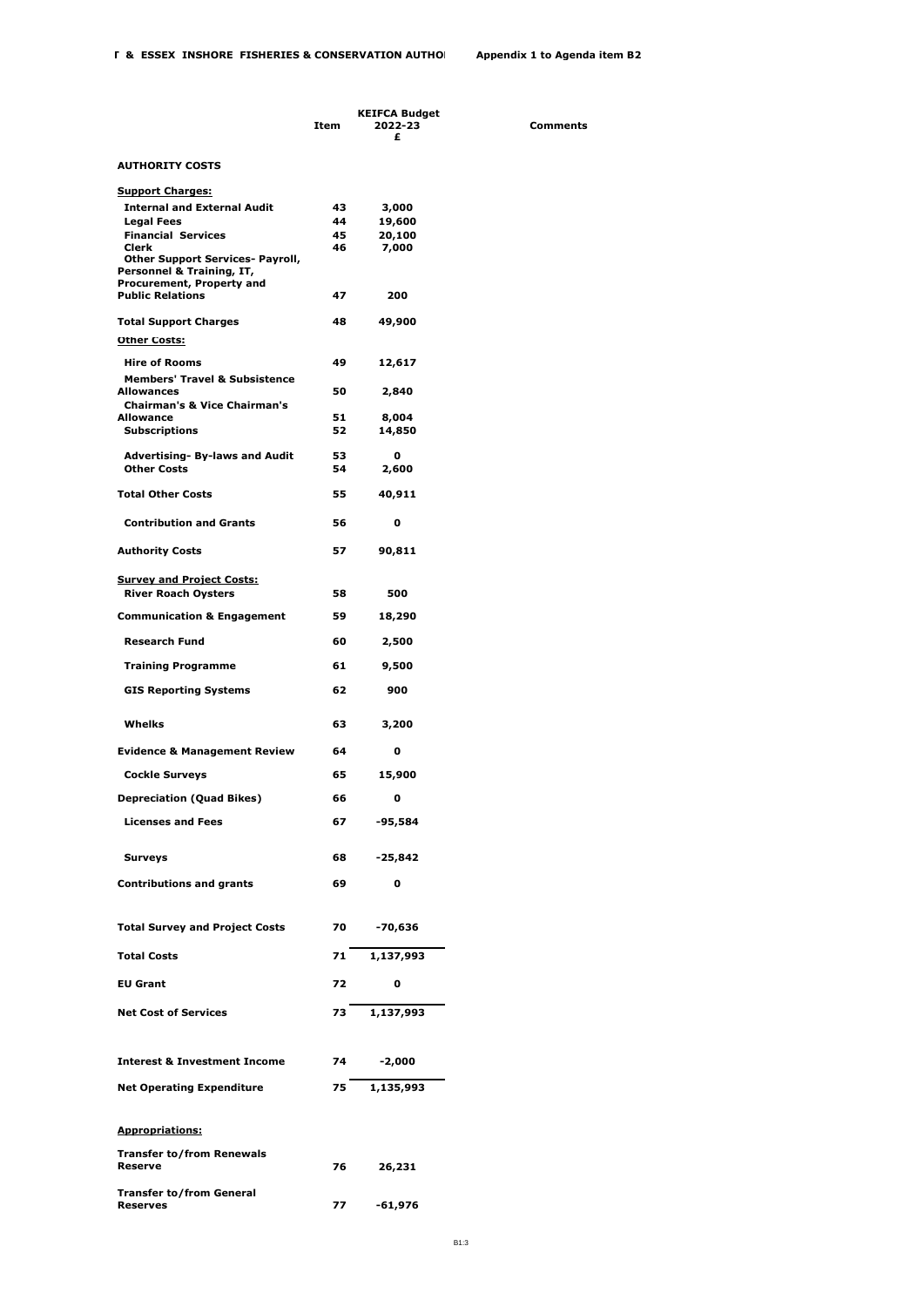**T & ESSEX INSHORE FISHERIES & CONSERVATION AUTHO** **Appendix 1 to Agenda item B2**

| | Item | KEIFCA Budget 2022-23 £ | Comments |
|---|---|---|---|
| **AUTHORITY COSTS** | | | |
| **Support Charges:** | | | |
| **Internal and External Audit** | **43** | **3,000** | |
| **Legal Fees** | **44** | **19,600** | |
| **Financial Services** | **45** | **20,100** | |
| **Clerk** | **46** | **7,000** | |
| **Other Support Services- Payroll, Personnel & Training, IT, Procurement, Property and Public Relations** | **47** | **200** | |
| **Total Support Charges** | **48** | **49,900** | |
| **Other Costs:** | | | |
| **Hire of Rooms** | **49** | **12,617** | |
| **Members' Travel & Subsistence Allowances** | **50** | **2,840** | |
| **Chairman's & Vice Chairman's Allowance** | **51** | **8,004** | |
| **Subscriptions** | **52** | **14,850** | |
| **Advertising- By-laws and Audit** | **53** | **0** | |
| **Other Costs** | **54** | **2,600** | |
| **Total Other Costs** | **55** | **40,911** | |
| **Contribution and Grants** | **56** | **0** | |
| **Authority Costs** | **57** | **90,811** | |
| **Survey and Project Costs:** | | | |
| **River Roach Oysters** | **58** | **500** | |
| **Communication & Engagement** | **59** | **18,290** | |
| **Research Fund** | **60** | **2,500** | |
| **Training Programme** | **61** | **9,500** | |
| **GIS Reporting Systems** | **62** | **900** | |
| **Whelks** | **63** | **3,200** | |
| **Evidence & Management Review** | **64** | **0** | |
| **Cockle Surveys** | **65** | **15,900** | |
| **Depreciation (Quad Bikes)** | **66** | **0** | |
| **Licenses and Fees** | **67** | **-95,584** | |
| **Surveys** | **68** | **-25,842** | |
| **Contributions and grants** | **69** | **0** | |
| **Total Survey and Project Costs** | **70** | **-70,636** | |
| **Total Costs** | **71** | **1,137,993** | |
| **EU Grant** | **72** | **0** | |
| **Net Cost of Services** | **73** | **1,137,993** | |
| **Interest & Investment Income** | **74** | **-2,000** | |
| **Net Operating Expenditure** | **75** | **1,135,993** | |
| **Appropriations:** | | | |
| **Transfer to/from Renewals Reserve** | **76** | **26,231** | |
| **Transfer to/from General Reserves** | **77** | **-61,976** | |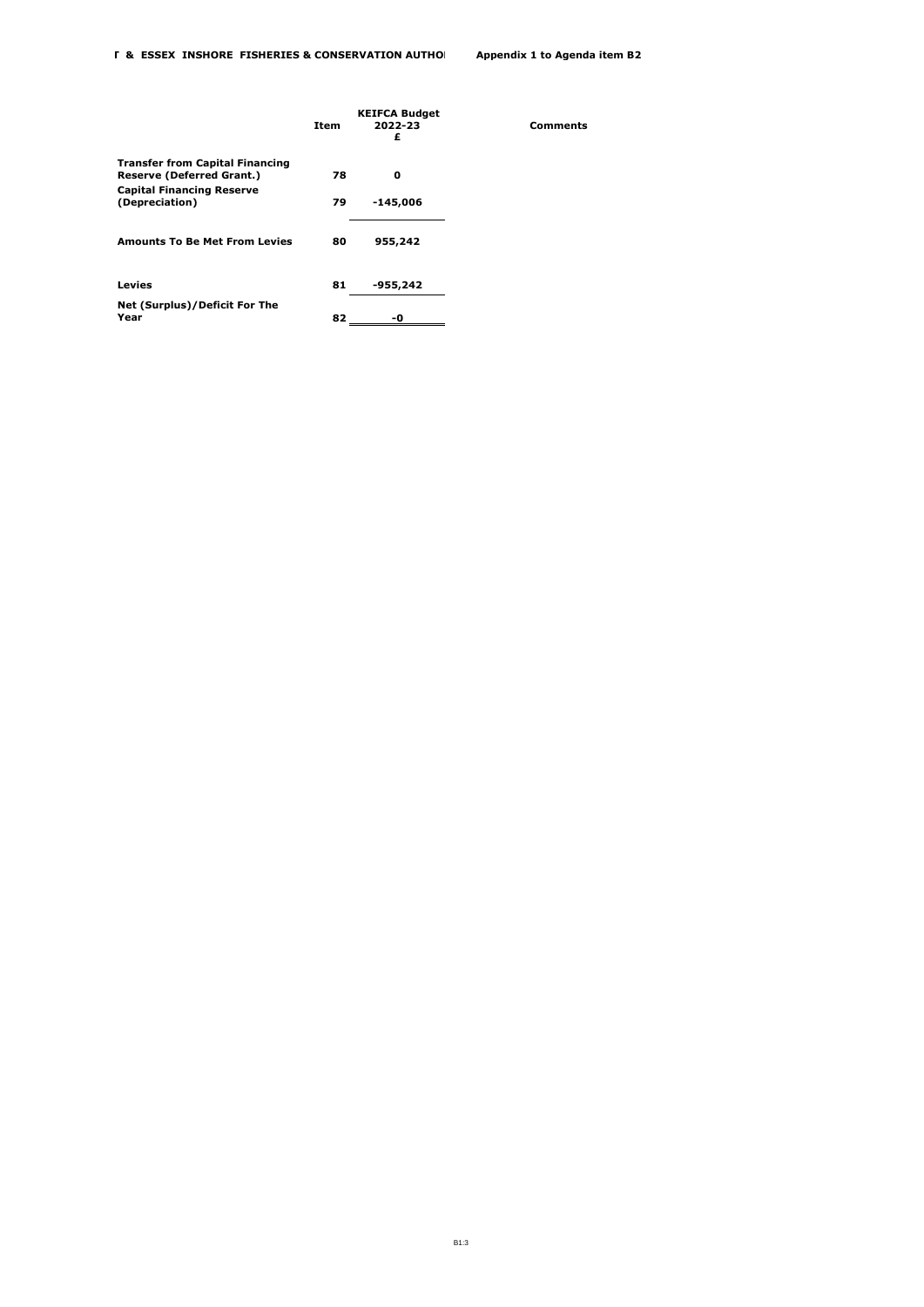| | Item | KEIFCA Budget 2022-23 £ | Comments |
|---|---|---|---|
| **Transfer from Capital Financing Reserve (Deferred Grant.)** | **78** | **0** | |
| **Capital Financing Reserve (Depreciation)** | **79** | **-145,006** | |
| **Amounts To Be Met From Levies** | **80** | **955,242** | |
| **Levies** | **81** | **-955,242** | |
| **Net (Surplus)/Deficit For The Year** | **82** | **-0** | |